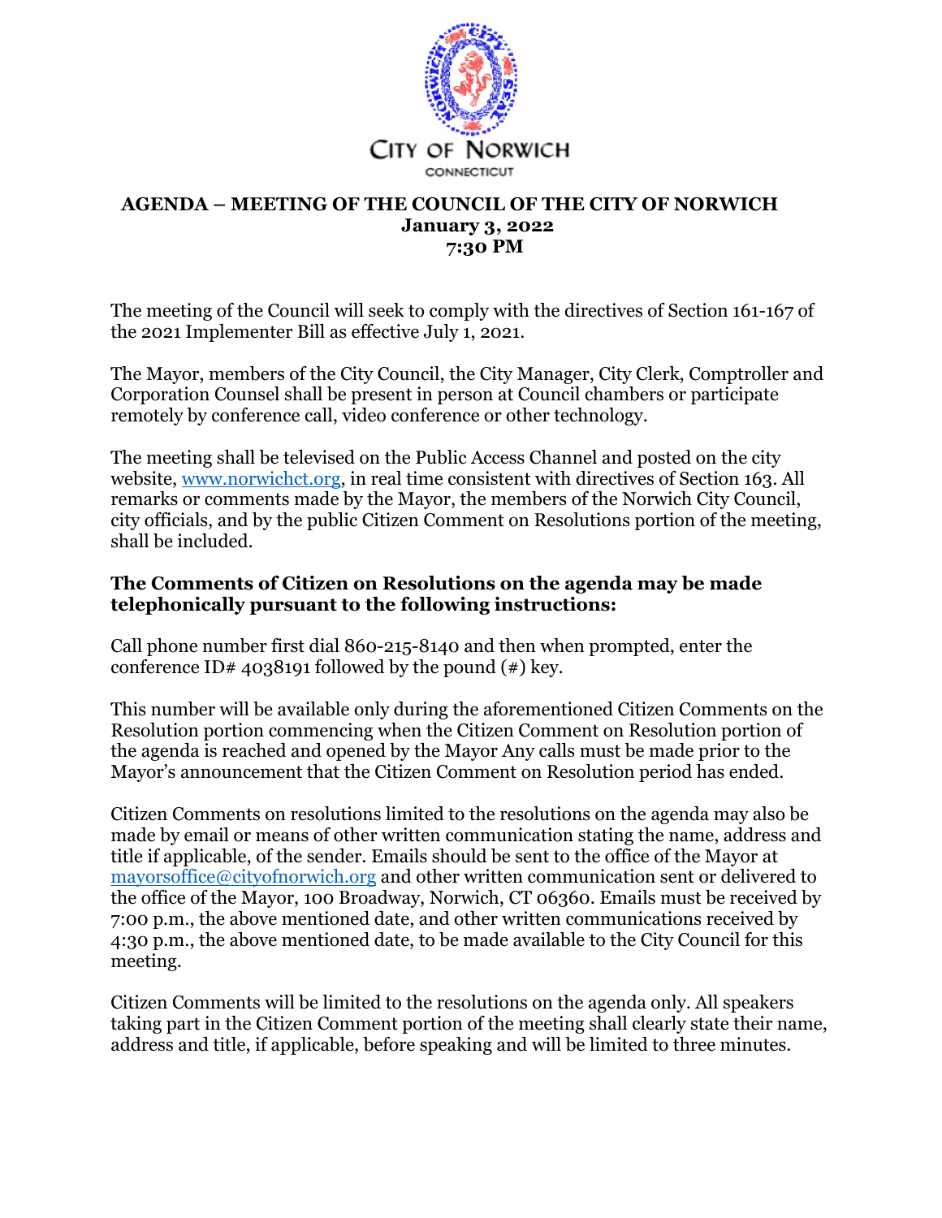CITY OF NORWICH

CONNECTICUT

# AGENDA – MEETING OF THE COUNCIL OF THE CITY OF NORWICH

**January 3, 2022**
**7:30 PM**

The meeting of the Council will seek to comply with the directives of Section 161-167 of the 2021 Implementer Bill as effective July 1, 2021.

The Mayor, members of the City Council, the City Manager, City Clerk, Comptroller and Corporation Counsel shall be present in person at Council chambers or participate remotely by conference call, video conference or other technology.

The meeting shall be televised on the Public Access Channel and posted on the city website, [www.norwichct.org](www.norwichct.org), in real time consistent with directives of Section 163. All remarks or comments made by the Mayor, the members of the Norwich City Council, city officials, and by the public Citizen Comment on Resolutions portion of the meeting, shall be included.

**The Comments of Citizen on Resolutions on the agenda may be made telephonically pursuant to the following instructions:**

Call phone number first dial 860-215-8140 and then when prompted, enter the conference ID# 4038191 followed by the pound (#) key.

This number will be available only during the aforementioned Citizen Comments on the Resolution portion commencing when the Citizen Comment on Resolution portion of the agenda is reached and opened by the Mayor Any calls must be made prior to the Mayor's announcement that the Citizen Comment on Resolution period has ended.

Citizen Comments on resolutions limited to the resolutions on the agenda may also be made by email or means of other written communication stating the name, address and title if applicable, of the sender. Emails should be sent to the office of the Mayor at [mayorsoffice@cityofnorwich.org](mailto:mayorsoffice@cityofnorwich.org) and other written communication sent or delivered to the office of the Mayor, 100 Broadway, Norwich, CT 06360. Emails must be received by 7:00 p.m., the above mentioned date, and other written communications received by 4:30 p.m., the above mentioned date, to be made available to the City Council for this meeting.

Citizen Comments will be limited to the resolutions on the agenda only. All speakers taking part in the Citizen Comment portion of the meeting shall clearly state their name, address and title, if applicable, before speaking and will be limited to three minutes.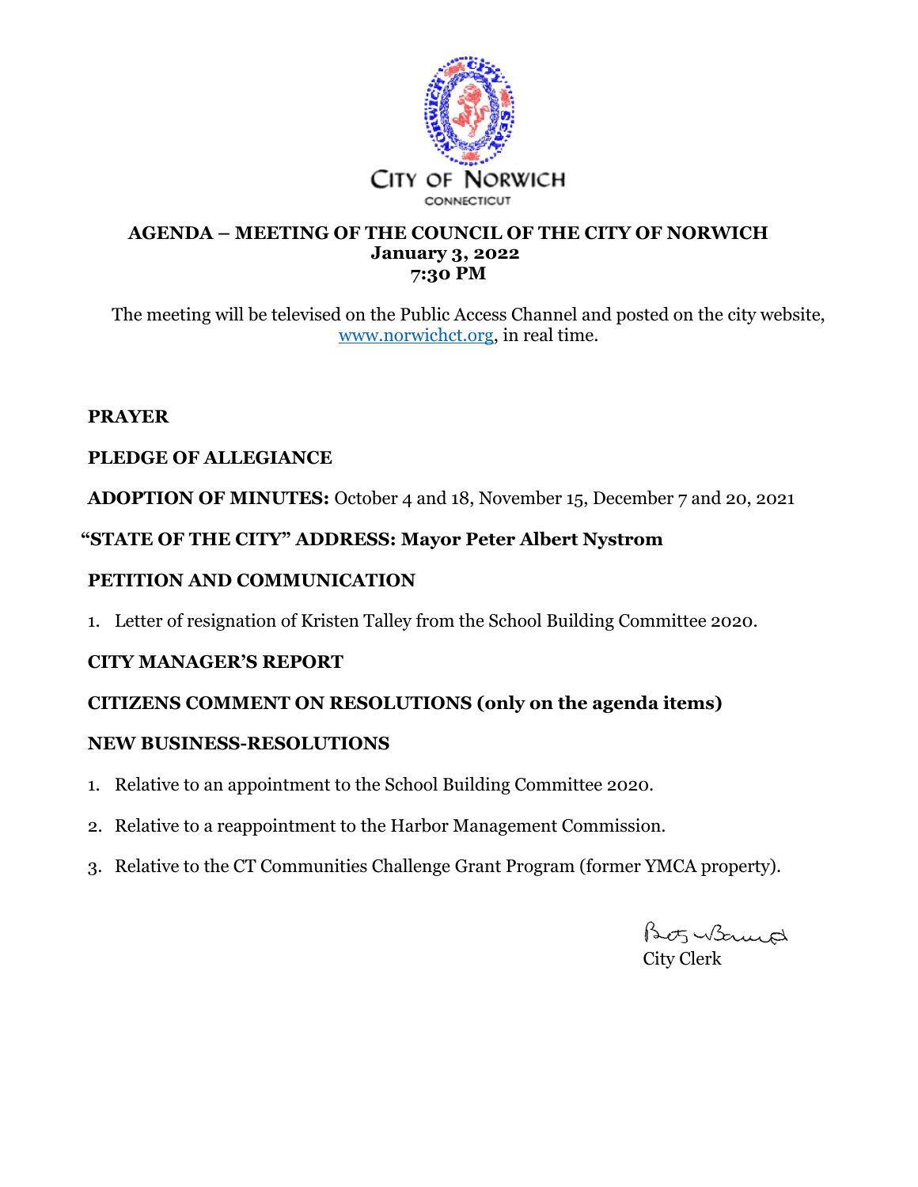CITY OF NORWICH

CONNECTICUT

# AGENDA – MEETING OF THE COUNCIL OF THE CITY OF NORWICH
**January 3, 2022**
**7:30 PM**

The meeting will be televised on the Public Access Channel and posted on the city website, www.norwichct.org, in real time.

**PRAYER**

**PLEDGE OF ALLEGIANCE**

**ADOPTION OF MINUTES:** October 4 and 18, November 15, December 7 and 20, 2021

**"STATE OF THE CITY" ADDRESS: Mayor Peter Albert Nystrom**

**PETITION AND COMMUNICATION**

1. Letter of resignation of Kristen Talley from the School Building Committee 2020.

**CITY MANAGER'S REPORT**

**CITIZENS COMMENT ON RESOLUTIONS (only on the agenda items)**

**NEW BUSINESS-RESOLUTIONS**

1. Relative to an appointment to the School Building Committee 2020.
2. Relative to a reappointment to the Harbor Management Commission.
3. Relative to the CT Communities Challenge Grant Program (former YMCA property).

City Clerk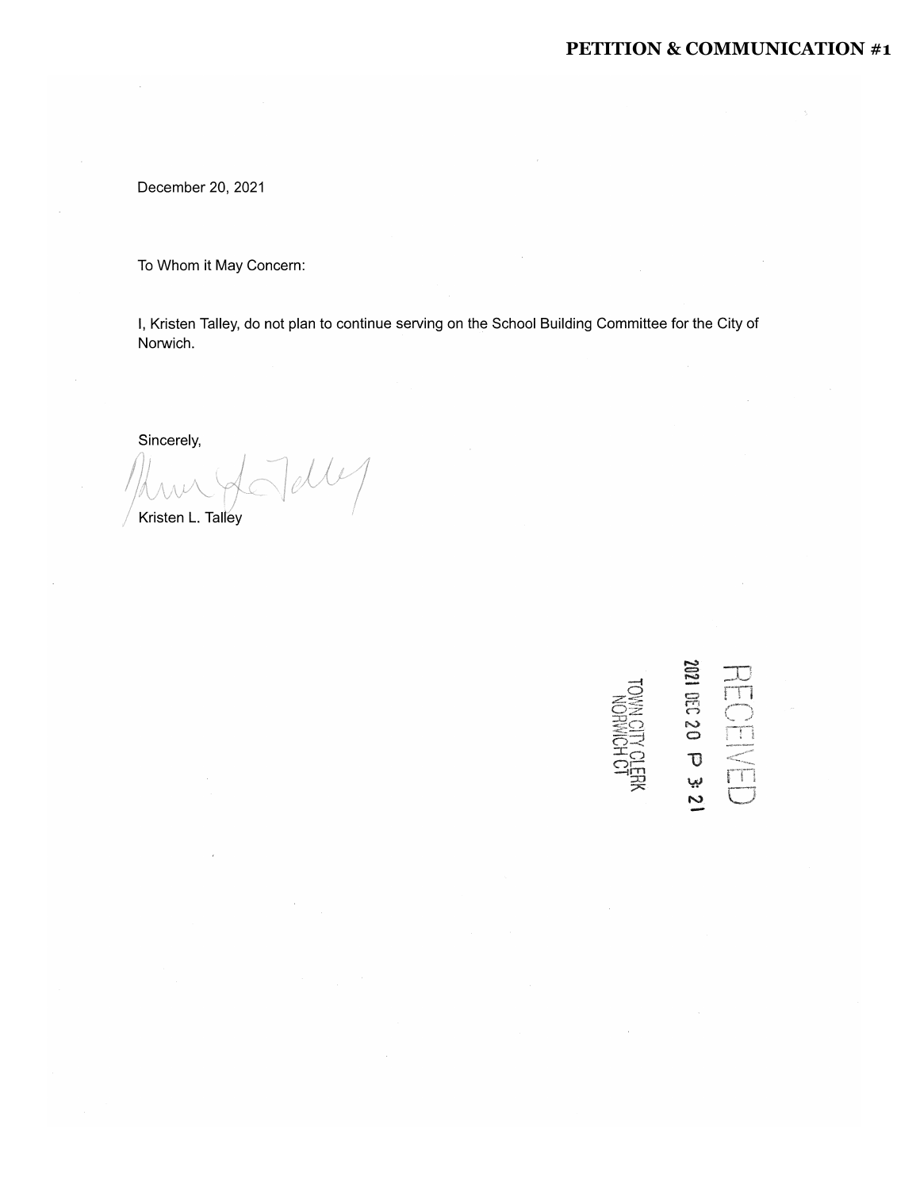**PETITION & COMMUNICATION #1**

December 20, 2021

To Whom it May Concern:

I, Kristen Talley, do not plan to continue serving on the School Building Committee for the City of Norwich.

Sincerely,

Kristen L. Talley

RECEIVED
2021 DEC 20 P 3:21
TOWN CITY CLERK
NORWICH CT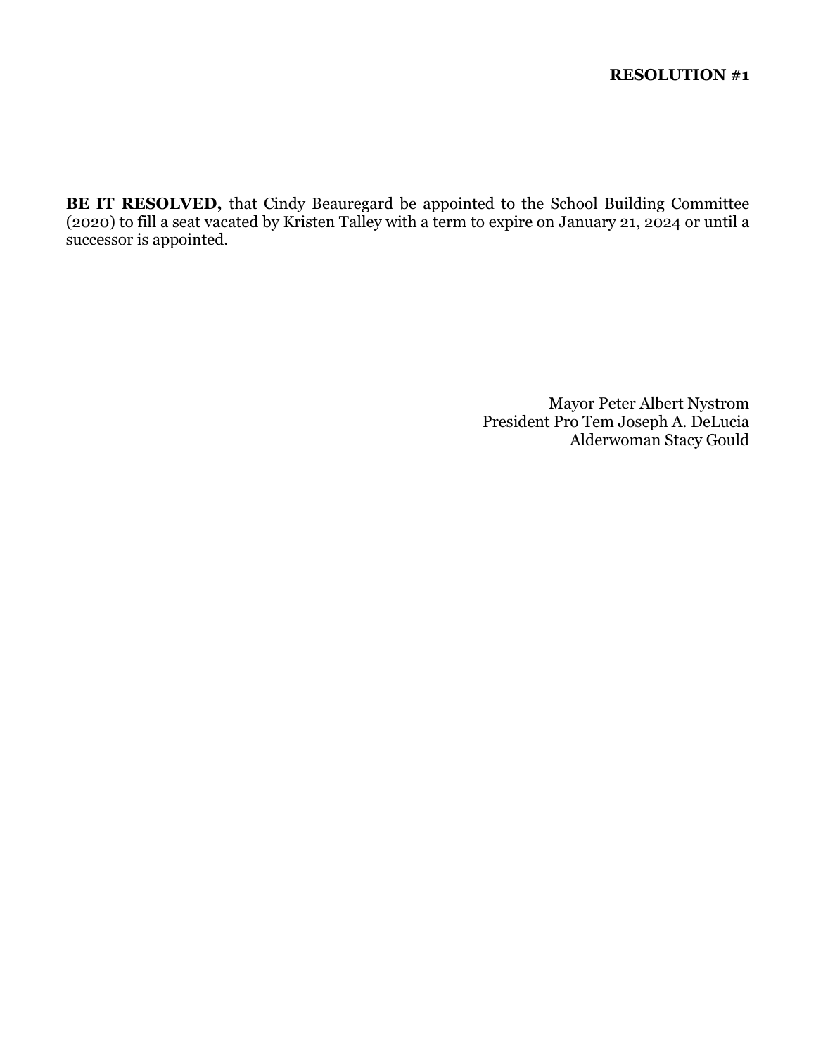**RESOLUTION #1**

**BE IT RESOLVED,** that Cindy Beauregard be appointed to the School Building Committee (2020) to fill a seat vacated by Kristen Talley with a term to expire on January 21, 2024 or until a successor is appointed.

Mayor Peter Albert Nystrom
President Pro Tem Joseph A. DeLucia
Alderwoman Stacy Gould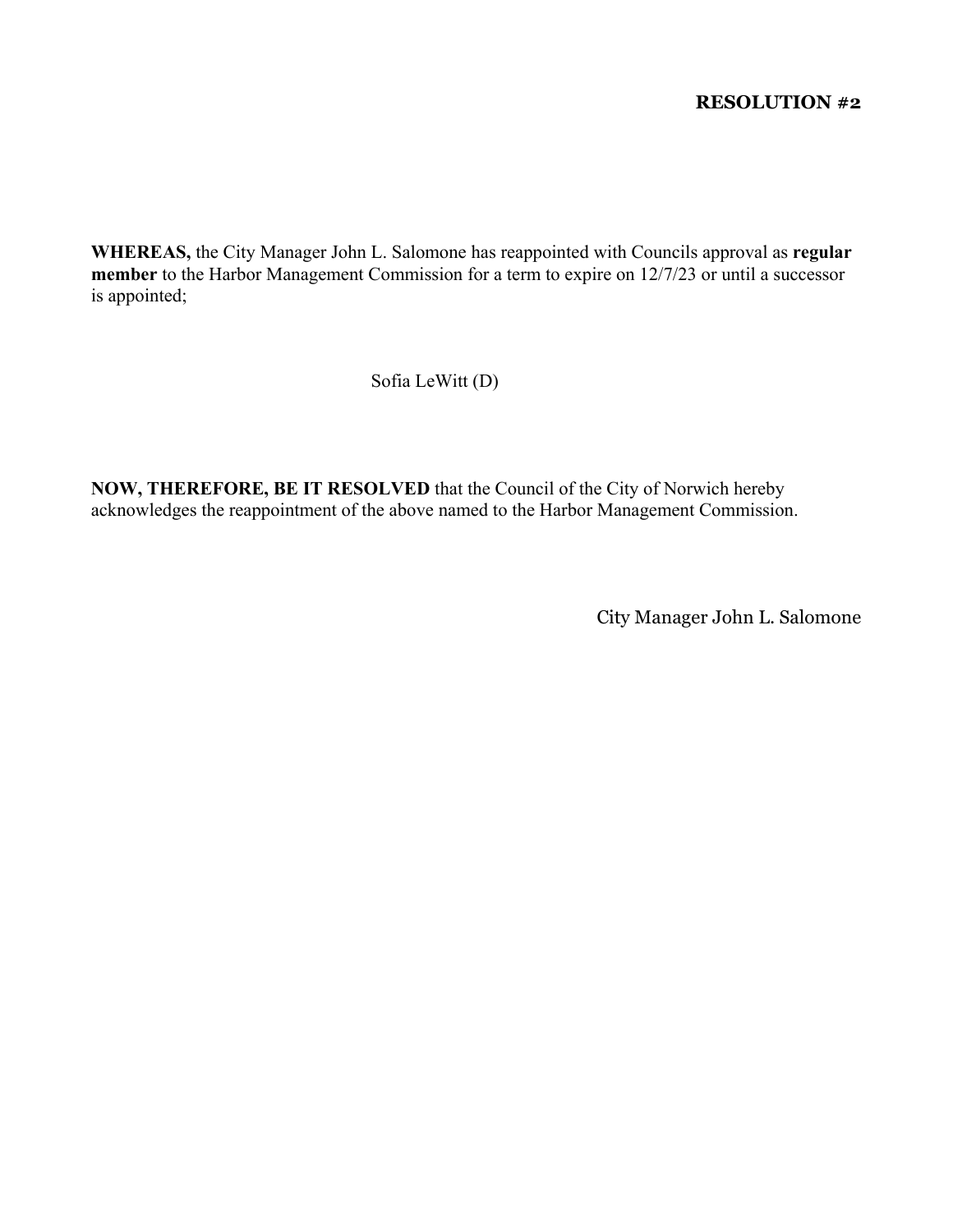**RESOLUTION #2**

**WHEREAS,** the City Manager John L. Salomone has reappointed with Councils approval as **regular member** to the Harbor Management Commission for a term to expire on 12/7/23 or until a successor is appointed;

Sofia LeWitt (D)

**NOW, THEREFORE, BE IT RESOLVED** that the Council of the City of Norwich hereby acknowledges the reappointment of the above named to the Harbor Management Commission.

City Manager John L. Salomone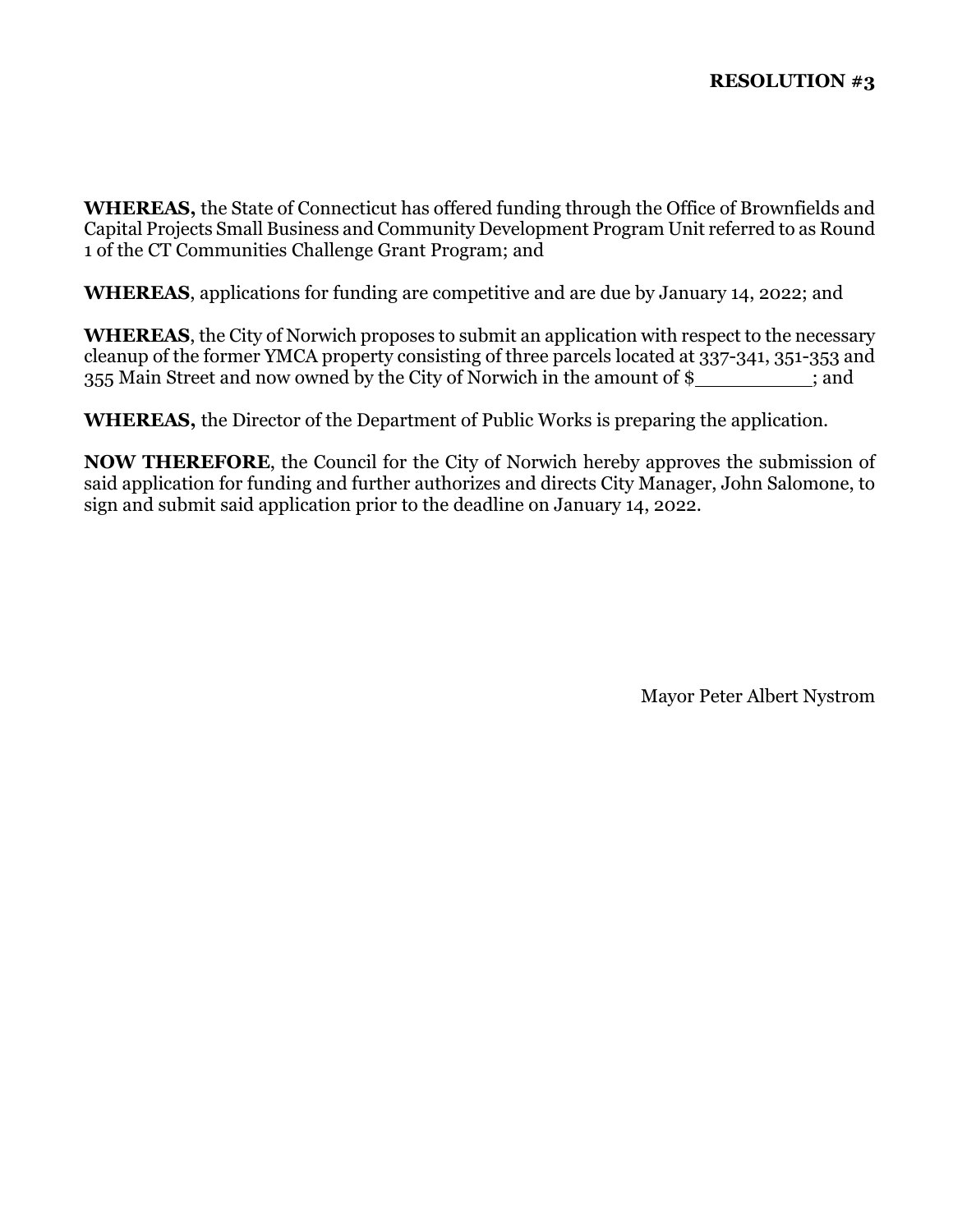**RESOLUTION #3**

**WHEREAS,** the State of Connecticut has offered funding through the Office of Brownfields and Capital Projects Small Business and Community Development Program Unit referred to as Round 1 of the CT Communities Challenge Grant Program; and

**WHEREAS**, applications for funding are competitive and are due by January 14, 2022; and

**WHEREAS**, the City of Norwich proposes to submit an application with respect to the necessary cleanup of the former YMCA property consisting of three parcels located at 337-341, 351-353 and 355 Main Street and now owned by the City of Norwich in the amount of $__________; and

**WHEREAS,** the Director of the Department of Public Works is preparing the application.

**NOW THEREFORE**, the Council for the City of Norwich hereby approves the submission of said application for funding and further authorizes and directs City Manager, John Salomone, to sign and submit said application prior to the deadline on January 14, 2022.

Mayor Peter Albert Nystrom